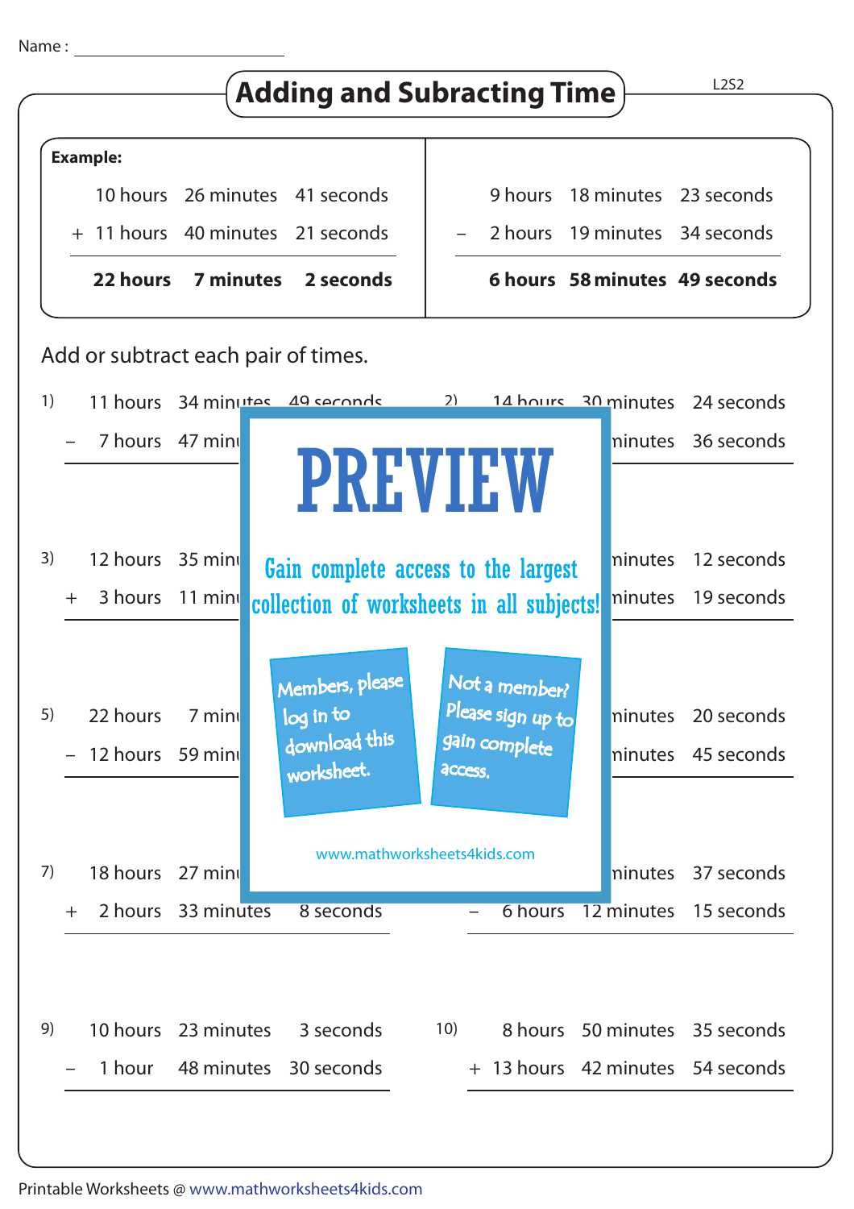Name : ____________________

# Adding and Subracting Time

L2S2

**Example:**

| | hours | minutes | seconds |
|---|---|---|---|
| | 10 hours | 26 minutes | 41 seconds |
| + | 11 hours | 40 minutes | 21 seconds |
| | **22 hours** | **7 minutes** | **2 seconds** |

| | hours | minutes | seconds |
|---|---|---|---|
| | 9 hours | 18 minutes | 23 seconds |
| − | 2 hours | 19 minutes | 34 seconds |
| | **6 hours** | **58 minutes** | **49 seconds** |

Add or subtract each pair of times.

1)
11 hours 34 minutes 49 seconds
− 7 hours 47 minu

2)
14 hours 30 minutes 24 seconds
minutes 36 seconds

3)
12 hours 35 minu
+ 3 hours 11 minu

minutes 12 seconds
minutes 19 seconds

5)
22 hours 7 minu
− 12 hours 59 minu

minutes 20 seconds
minutes 45 seconds

7)
18 hours 27 minu
+ 2 hours 33 minutes 8 seconds

minutes 37 seconds
− 6 hours 12 minutes 15 seconds

9)
10 hours 23 minutes 3 seconds
− 1 hour 48 minutes 30 seconds

10)
8 hours 50 minutes 35 seconds
+ 13 hours 42 minutes 54 seconds

**PREVIEW**

Gain complete access to the largest collection of worksheets in all subjects!

Members, please log in to download this worksheet.

Not a member? Please sign up to gain complete access.

www.mathworksheets4kids.com

Printable Worksheets @ www.mathworksheets4kids.com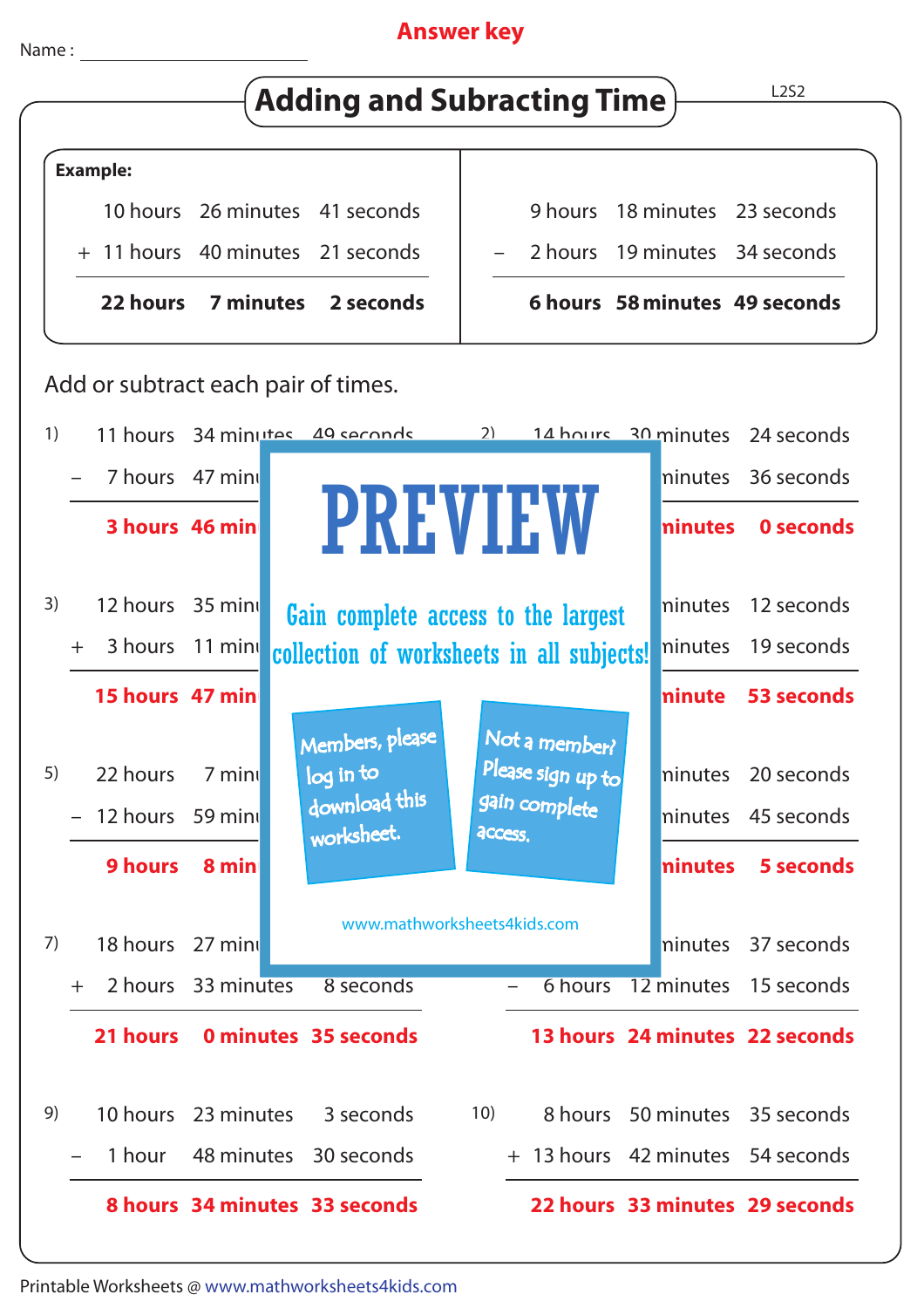**Answer key**

Name : ____________________

# Adding and Subracting Time

L2S2

**Example:**

| | | | |
|---|---|---|---|
| | 10 hours | 26 minutes | 41 seconds |
| + | 11 hours | 40 minutes | 21 seconds |
| | **22 hours** | **7 minutes** | **2 seconds** |

| | | | |
|---|---|---|---|
| | 9 hours | 18 minutes | 23 seconds |
| – | 2 hours | 19 minutes | 34 seconds |
| | **6 hours** | **58 minutes** | **49 seconds** |

Add or subtract each pair of times.

1)

| | | | |
|---|---|---|---|
| | 11 hours | 34 minutes | 49 seconds |
| – | 7 hours | 47 min | |
| | **3 hours** | **46 min** | |

2)

| | | | |
|---|---|---|---|
| | 14 hours | 30 minutes | 24 seconds |
| | | minutes | 36 seconds |
| | | **minutes** | **0 seconds** |

3)

| | | | |
|---|---|---|---|
| | 12 hours | 35 min | |
| + | 3 hours | 11 min | |
| | **15 hours** | **47 min** | |

4)

| | | | |
|---|---|---|---|
| | | minutes | 12 seconds |
| | | minutes | 19 seconds |
| | | **minute** | **53 seconds** |

5)

| | | | |
|---|---|---|---|
| | 22 hours | 7 min | |
| – | 12 hours | 59 min | |
| | **9 hours** | **8 min** | |

6)

| | | | |
|---|---|---|---|
| | | minutes | 20 seconds |
| | | minutes | 45 seconds |
| | | **minutes** | **5 seconds** |

7)

| | | | |
|---|---|---|---|
| | 18 hours | 27 min | |
| + | 2 hours | 33 minutes | 8 seconds |
| | **21 hours** | **0 minutes** | **35 seconds** |

8)

| | | | |
|---|---|---|---|
| | | minutes | 37 seconds |
| – | 6 hours | 12 minutes | 15 seconds |
| | **13 hours** | **24 minutes** | **22 seconds** |

9)

| | | | |
|---|---|---|---|
| | 10 hours | 23 minutes | 3 seconds |
| – | 1 hour | 48 minutes | 30 seconds |
| | **8 hours** | **34 minutes** | **33 seconds** |

10)

| | | | |
|---|---|---|---|
| | 8 hours | 50 minutes | 35 seconds |
| + | 13 hours | 42 minutes | 54 seconds |
| | **22 hours** | **33 minutes** | **29 seconds** |

PREVIEW

Gain complete access to the largest collection of worksheets in all subjects!

Members, please log in to download this worksheet.

Not a member? Please sign up to gain complete access.

www.mathworksheets4kids.com

Printable Worksheets @ www.mathworksheets4kids.com